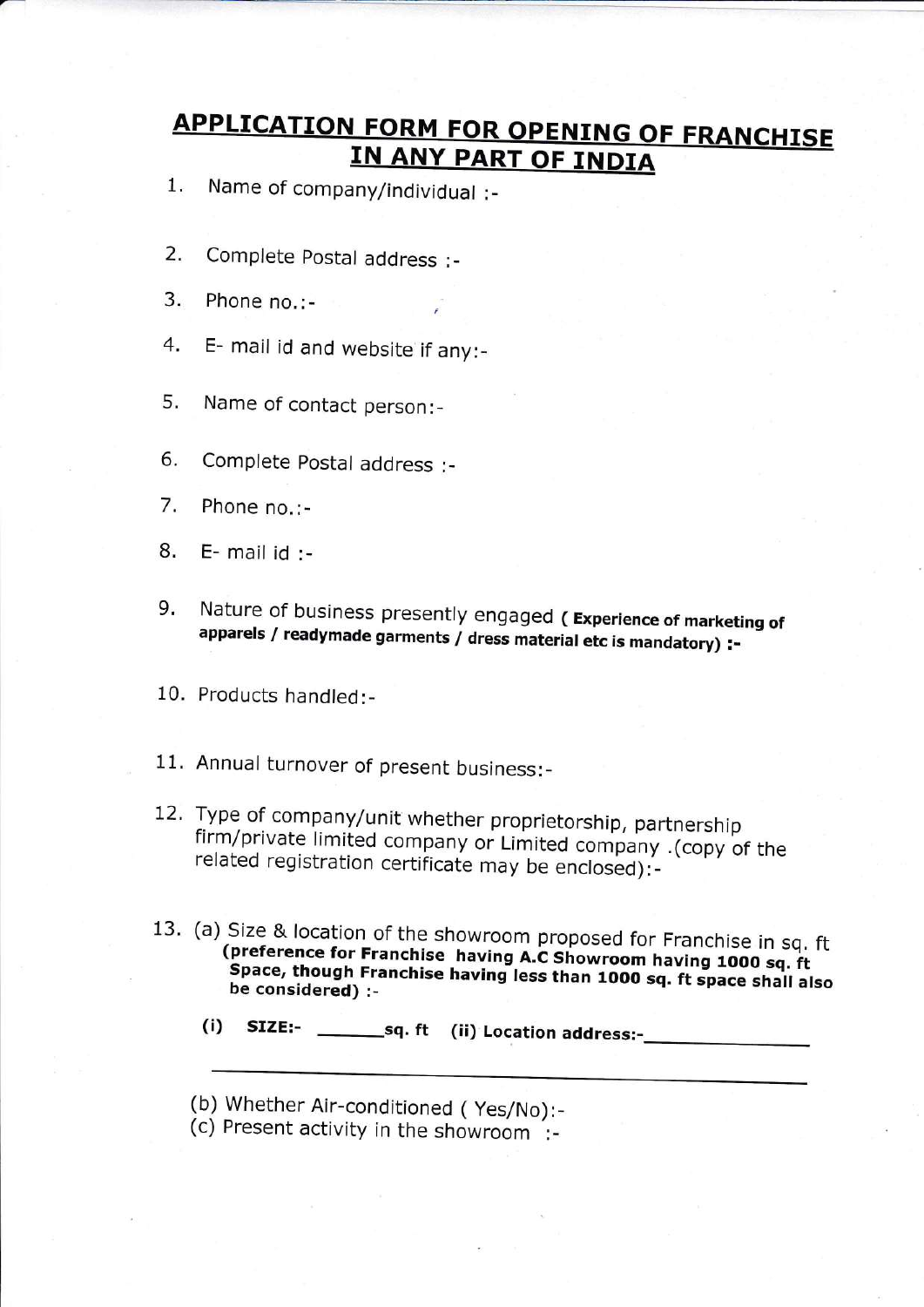# APPLICATION FORM FOR OPENING OF FRANCHISE IN ANY PART OF INDIA

1. Name of company/individual :-

2. Complete Postal address :-

3. Phone no.:-

4. E- mail id and website if any:-

5. Name of contact person:-

6. Complete Postal address :-

7. Phone no.:-

8. E- mail id :-

9. Nature of business presently engaged **( Experience of marketing of apparels / readymade garments / dress material etc is mandatory) :-**

10. Products handled:-

11. Annual turnover of present business:-

12. Type of company/unit whether proprietorship, partnership firm/private limited company or Limited company .(copy of the related registration certificate may be enclosed):-

13. (a) Size & location of the showroom proposed for Franchise in sq. ft **(preference for Franchise having A.C Showroom having 1000 sq. ft Space, though Franchise having less than 1000 sq. ft space shall also be considered) :-**

    **(i) SIZE:- _______sq. ft (ii) Location address:-_______________**

    ______________________________________________

    (b) Whether Air-conditioned ( Yes/No):-

    (c) Present activity in the showroom :-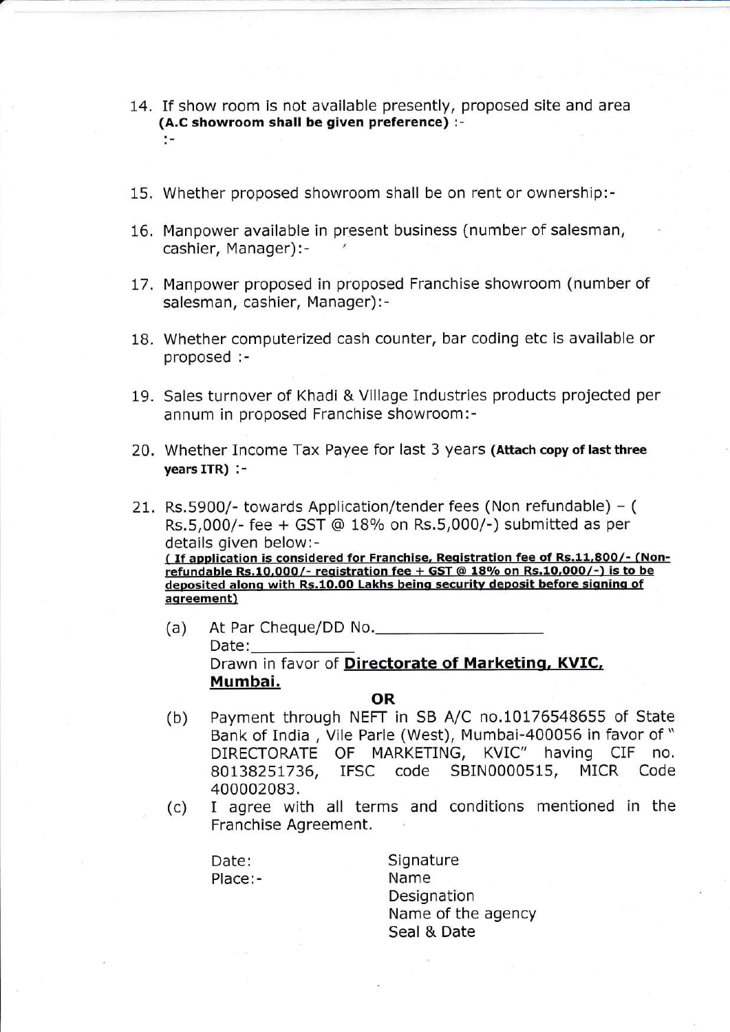14. If show room is not available presently, proposed site and area **(A.C showroom shall be given preference)** :-
    :-

15. Whether proposed showroom shall be on rent or ownership:-

16. Manpower available in present business (number of salesman, cashier, Manager):-

17. Manpower proposed in proposed Franchise showroom (number of salesman, cashier, Manager):-

18. Whether computerized cash counter, bar coding etc is available or proposed :-

19. Sales turnover of Khadi & Village Industries products projected per annum in proposed Franchise showroom:-

20. Whether Income Tax Payee for last 3 years **(Attach copy of last three years ITR)** :-

21. Rs.5900/- towards Application/tender fees (Non refundable) – ( Rs.5,000/- fee + GST @ 18% on Rs.5,000/-) submitted as per details given below:-
    **( If application is considered for Franchise, Registration fee of Rs.11,800/- (Non-refundable Rs.10,000/- registration fee + GST @ 18% on Rs.10,000/-) is to be deposited along with Rs.10.00 Lakhs being security deposit before signing of agreement)**

    (a) At Par Cheque/DD No.____________________
    Date:____________
    Drawn in favor of **Directorate of Marketing, KVIC, Mumbai.**

    **OR**

    (b) Payment through NEFT in SB A/C no.10176548655 of State Bank of India , Vile Parle (West), Mumbai-400056 in favor of " DIRECTORATE OF MARKETING, KVIC" having CIF no. 80138251736, IFSC code SBIN0000515, MICR Code 400002083.

    (c) I agree with all terms and conditions mentioned in the Franchise Agreement.

Date:
Place:-

Signature
Name
Designation
Name of the agency
Seal & Date